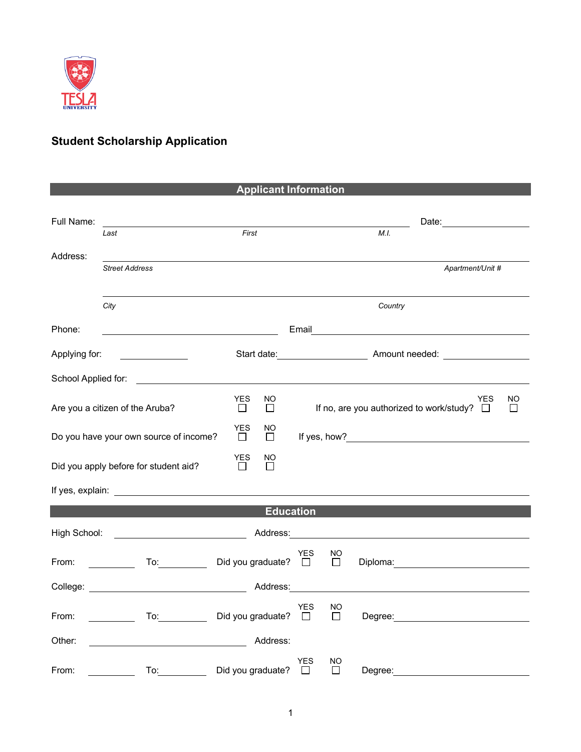TESLA UNIVERSITY

# Student Scholarship Application

## Applicant Information

Full Name: ______________________________________________ Date: ______________

*Last* *First* *M.I.*

Address: ______________________________________________

*Street Address* *Apartment/Unit #*

______________________________________________

*City* *Country*

Phone: ______________________ Email ______________________

Applying for: __________ Start date: __________ Amount needed: __________

School Applied for: ______________________________________________

Are you a citizen of the Aruba? YES ☐ NO ☐ If no, are you authorized to work/study? YES ☐ NO ☐

Do you have your own source of income? YES ☐ NO ☐ If yes, how? ______________________

Did you apply before for student aid? YES ☐ NO ☐

If yes, explain: ______________________________________________

## Education

High School: ______________________ Address: ______________________

From: __________ To: __________ Did you graduate? YES ☐ NO ☐ Diploma: ______________________

College: ______________________ Address: ______________________

From: __________ To: __________ Did you graduate? YES ☐ NO ☐ Degree: ______________________

Other: ______________________ Address:

From: __________ To: __________ Did you graduate? YES ☐ NO ☐ Degree: ______________________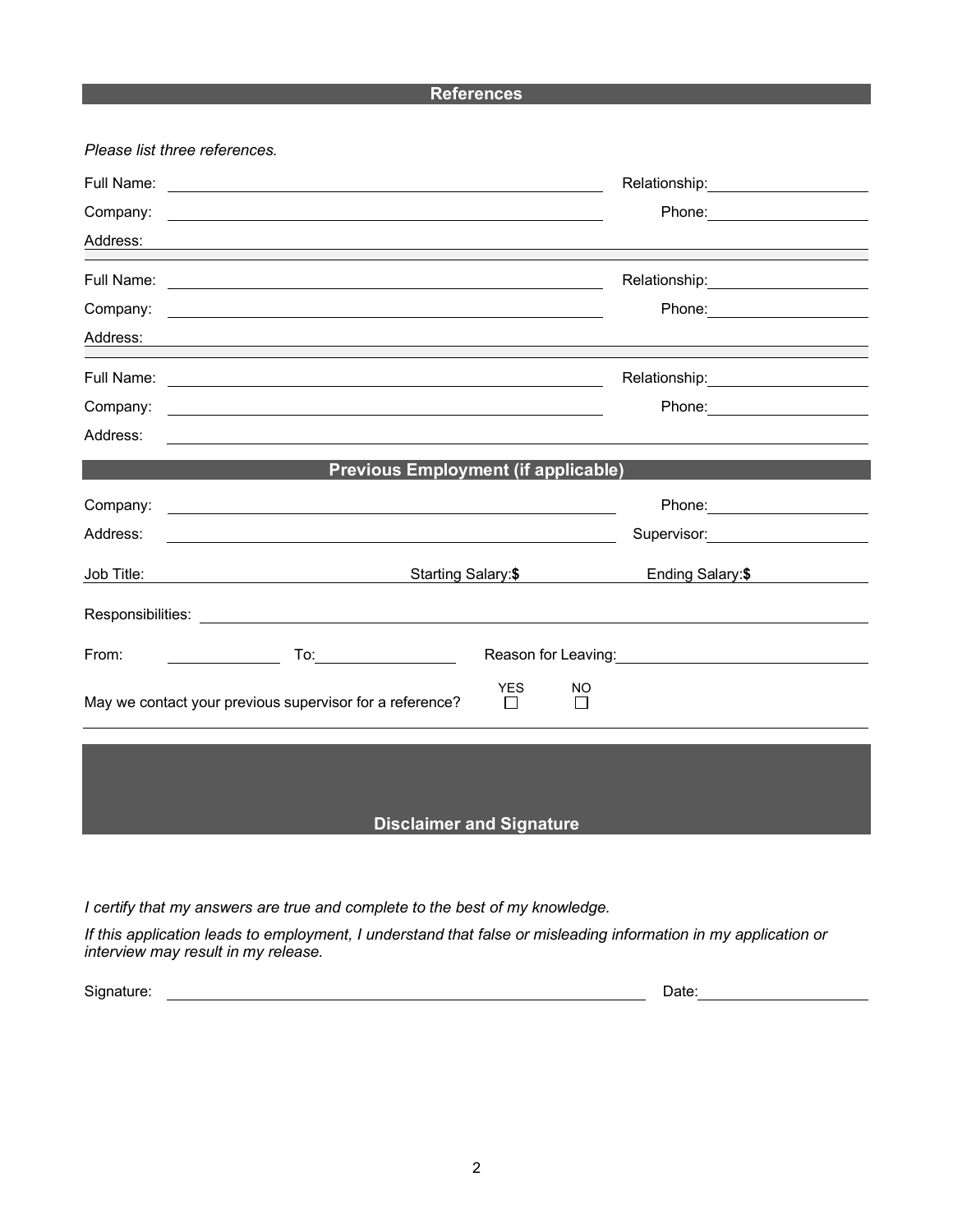## References

*Please list three references.*

Full Name: \_\_\_\_\_\_\_\_\_\_\_\_\_\_\_\_\_\_\_\_ Relationship: \_\_\_\_\_\_\_\_\_\_\_\_

Company: \_\_\_\_\_\_\_\_\_\_\_\_\_\_\_\_\_\_\_\_ Phone: \_\_\_\_\_\_\_\_\_\_\_\_

Address: \_\_\_\_\_\_\_\_\_\_\_\_\_\_\_\_\_\_\_\_

Full Name: \_\_\_\_\_\_\_\_\_\_\_\_\_\_\_\_\_\_\_\_ Relationship: \_\_\_\_\_\_\_\_\_\_\_\_

Company: \_\_\_\_\_\_\_\_\_\_\_\_\_\_\_\_\_\_\_\_ Phone: \_\_\_\_\_\_\_\_\_\_\_\_

Address: \_\_\_\_\_\_\_\_\_\_\_\_\_\_\_\_\_\_\_\_

Full Name: \_\_\_\_\_\_\_\_\_\_\_\_\_\_\_\_\_\_\_\_ Relationship: \_\_\_\_\_\_\_\_\_\_\_\_

Company: \_\_\_\_\_\_\_\_\_\_\_\_\_\_\_\_\_\_\_\_ Phone: \_\_\_\_\_\_\_\_\_\_\_\_

Address: \_\_\_\_\_\_\_\_\_\_\_\_\_\_\_\_\_\_\_\_

## Previous Employment (if applicable)

Company: \_\_\_\_\_\_\_\_\_\_\_\_\_\_\_\_\_\_\_\_ Phone: \_\_\_\_\_\_\_\_\_\_\_\_

Address: \_\_\_\_\_\_\_\_\_\_\_\_\_\_\_\_\_\_\_\_ Supervisor: \_\_\_\_\_\_\_\_\_\_\_\_

Job Title: \_\_\_\_\_\_\_\_\_\_\_\_ Starting Salary: **$** \_\_\_\_\_\_\_\_\_\_\_\_ Ending Salary: **$** \_\_\_\_\_\_\_\_\_\_\_\_

Responsibilities: \_\_\_\_\_\_\_\_\_\_\_\_\_\_\_\_\_\_\_\_

From: \_\_\_\_\_\_\_\_\_\_\_\_ To: \_\_\_\_\_\_\_\_\_\_\_\_ Reason for Leaving: \_\_\_\_\_\_\_\_\_\_\_\_

May we contact your previous supervisor for a reference? YES ☐ NO ☐

## Disclaimer and Signature

*I certify that my answers are true and complete to the best of my knowledge.*

*If this application leads to employment, I understand that false or misleading information in my application or interview may result in my release.*

Signature: \_\_\_\_\_\_\_\_\_\_\_\_\_\_\_\_\_\_\_\_ Date: \_\_\_\_\_\_\_\_\_\_\_\_